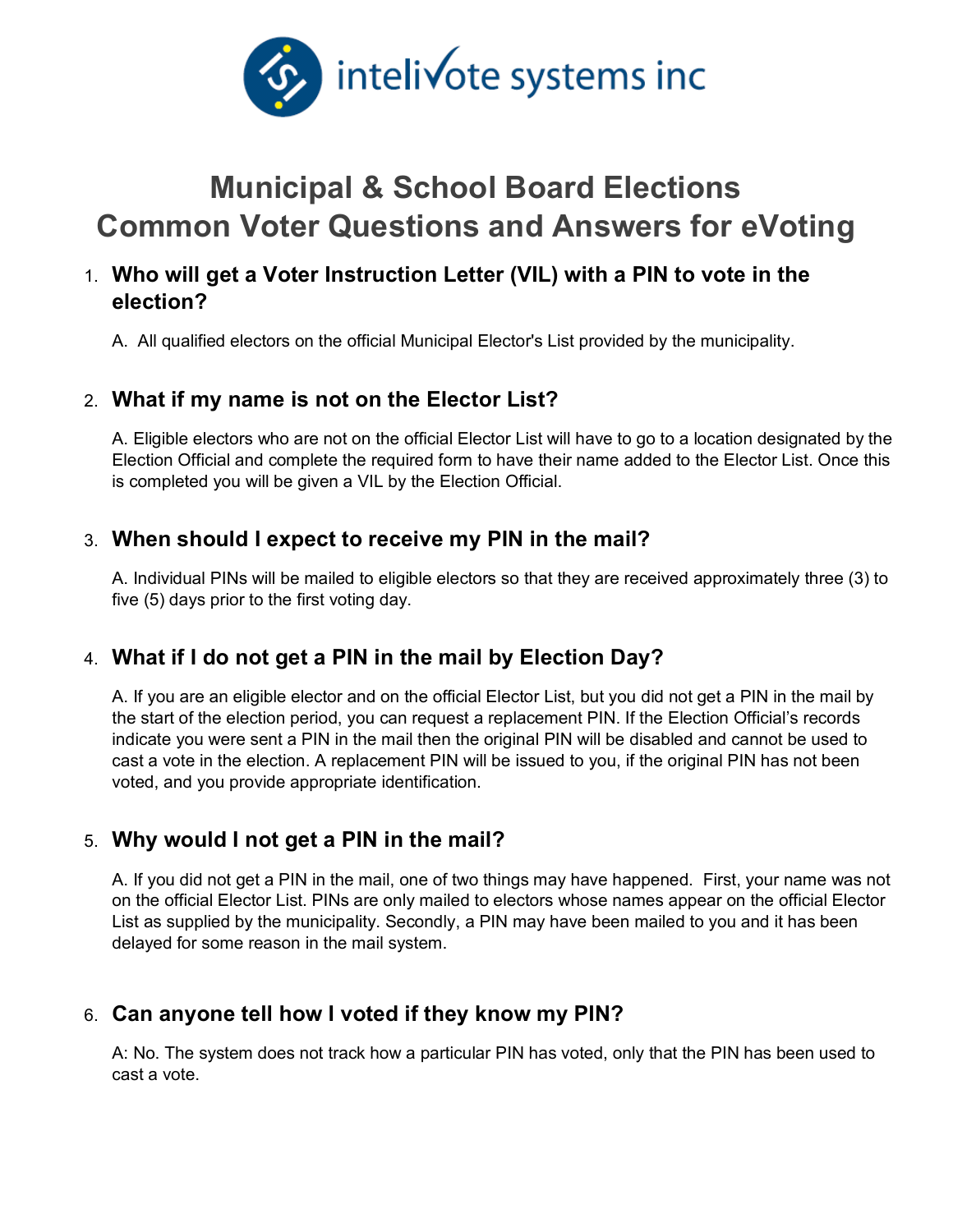intelivote systems inc

# Municipal & School Board Elections Common Voter Questions and Answers for eVoting

1. **Who will get a Voter Instruction Letter (VIL) with a PIN to vote in the election?**

   A. All qualified electors on the official Municipal Elector's List provided by the municipality.

2. **What if my name is not on the Elector List?**

   A. Eligible electors who are not on the official Elector List will have to go to a location designated by the Election Official and complete the required form to have their name added to the Elector List. Once this is completed you will be given a VIL by the Election Official.

3. **When should I expect to receive my PIN in the mail?**

   A. Individual PINs will be mailed to eligible electors so that they are received approximately three (3) to five (5) days prior to the first voting day.

4. **What if I do not get a PIN in the mail by Election Day?**

   A. If you are an eligible elector and on the official Elector List, but you did not get a PIN in the mail by the start of the election period, you can request a replacement PIN. If the Election Official's records indicate you were sent a PIN in the mail then the original PIN will be disabled and cannot be used to cast a vote in the election. A replacement PIN will be issued to you, if the original PIN has not been voted, and you provide appropriate identification.

5. **Why would I not get a PIN in the mail?**

   A. If you did not get a PIN in the mail, one of two things may have happened. First, your name was not on the official Elector List. PINs are only mailed to electors whose names appear on the official Elector List as supplied by the municipality. Secondly, a PIN may have been mailed to you and it has been delayed for some reason in the mail system.

6. **Can anyone tell how I voted if they know my PIN?**

   A: No. The system does not track how a particular PIN has voted, only that the PIN has been used to cast a vote.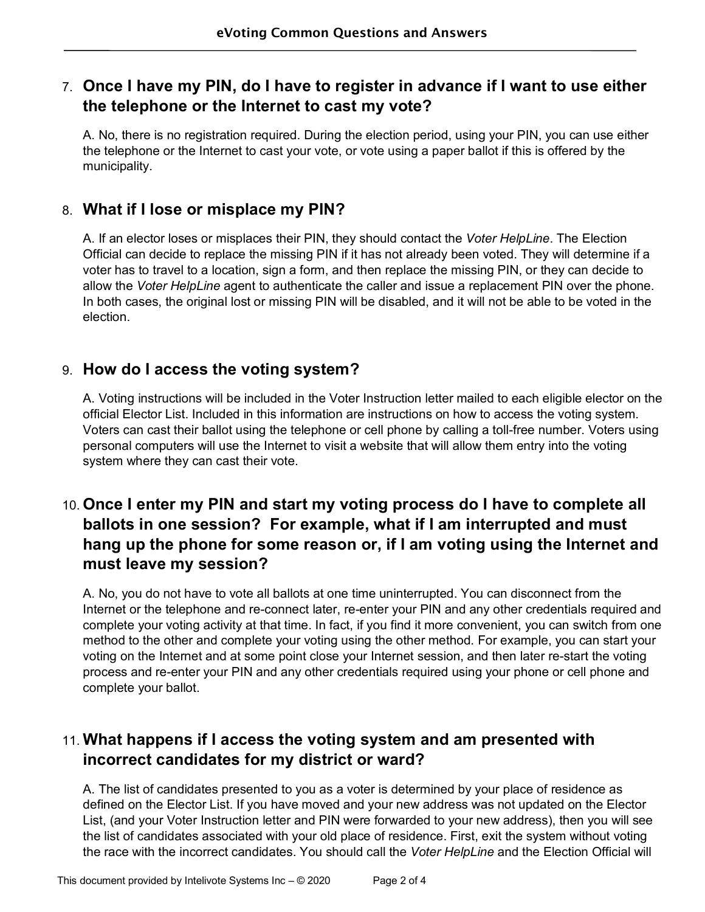## 7. Once I have my PIN, do I have to register in advance if I want to use either the telephone or the Internet to cast my vote?

A. No, there is no registration required. During the election period, using your PIN, you can use either the telephone or the Internet to cast your vote, or vote using a paper ballot if this is offered by the municipality.

## 8. What if I lose or misplace my PIN?

A. If an elector loses or misplaces their PIN, they should contact the *Voter HelpLine*. The Election Official can decide to replace the missing PIN if it has not already been voted. They will determine if a voter has to travel to a location, sign a form, and then replace the missing PIN, or they can decide to allow the *Voter HelpLine* agent to authenticate the caller and issue a replacement PIN over the phone. In both cases, the original lost or missing PIN will be disabled, and it will not be able to be voted in the election.

## 9. How do I access the voting system?

A. Voting instructions will be included in the Voter Instruction letter mailed to each eligible elector on the official Elector List. Included in this information are instructions on how to access the voting system. Voters can cast their ballot using the telephone or cell phone by calling a toll-free number. Voters using personal computers will use the Internet to visit a website that will allow them entry into the voting system where they can cast their vote.

## 10. Once I enter my PIN and start my voting process do I have to complete all ballots in one session? For example, what if I am interrupted and must hang up the phone for some reason or, if I am voting using the Internet and must leave my session?

A. No, you do not have to vote all ballots at one time uninterrupted. You can disconnect from the Internet or the telephone and re-connect later, re-enter your PIN and any other credentials required and complete your voting activity at that time. In fact, if you find it more convenient, you can switch from one method to the other and complete your voting using the other method. For example, you can start your voting on the Internet and at some point close your Internet session, and then later re-start the voting process and re-enter your PIN and any other credentials required using your phone or cell phone and complete your ballot.

## 11. What happens if I access the voting system and am presented with incorrect candidates for my district or ward?

A. The list of candidates presented to you as a voter is determined by your place of residence as defined on the Elector List. If you have moved and your new address was not updated on the Elector List, (and your Voter Instruction letter and PIN were forwarded to your new address), then you will see the list of candidates associated with your old place of residence. First, exit the system without voting the race with the incorrect candidates. You should call the *Voter HelpLine* and the Election Official will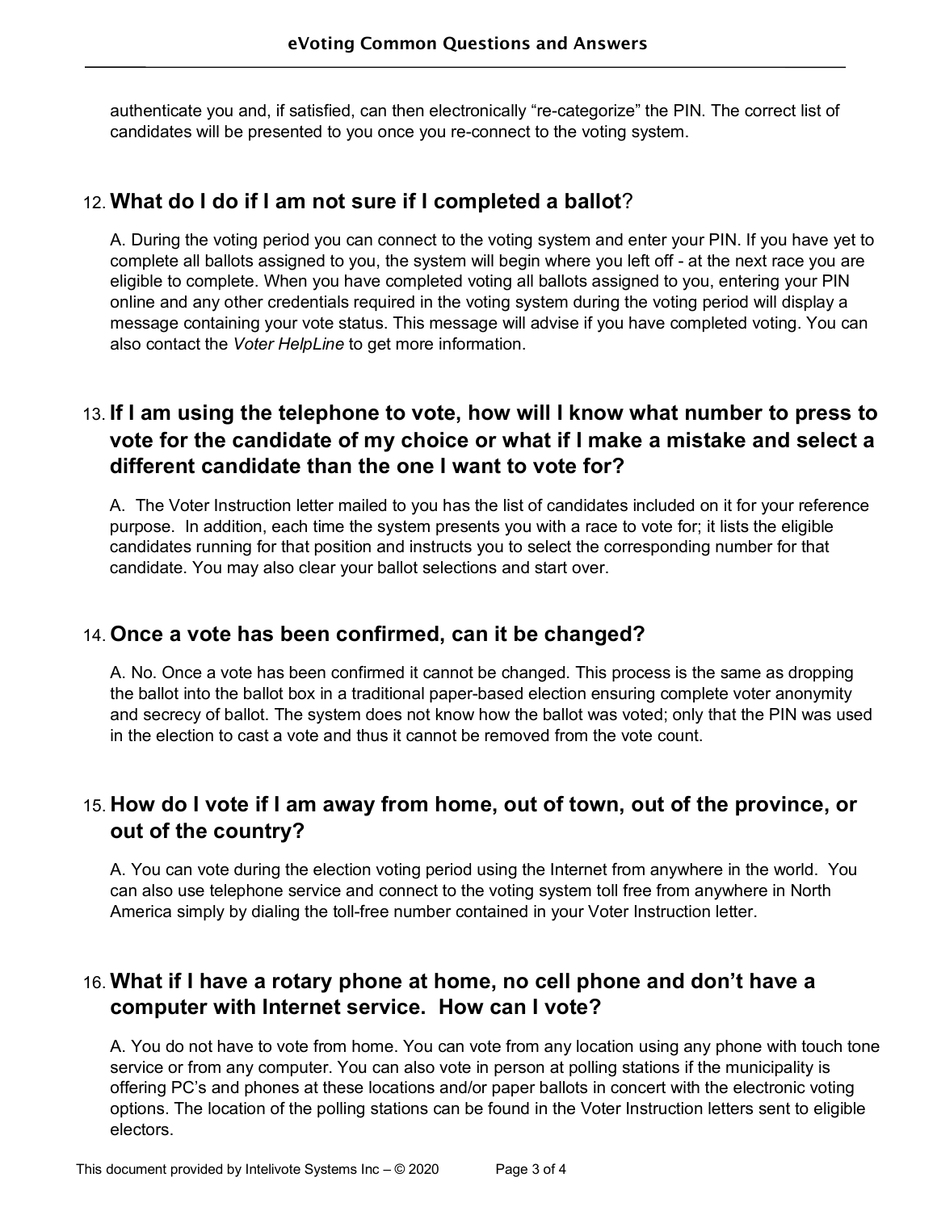authenticate you and, if satisfied, can then electronically "re-categorize" the PIN. The correct list of candidates will be presented to you once you re-connect to the voting system.

## 12. What do I do if I am not sure if I completed a ballot?

A. During the voting period you can connect to the voting system and enter your PIN. If you have yet to complete all ballots assigned to you, the system will begin where you left off - at the next race you are eligible to complete. When you have completed voting all ballots assigned to you, entering your PIN online and any other credentials required in the voting system during the voting period will display a message containing your vote status. This message will advise if you have completed voting. You can also contact the *Voter HelpLine* to get more information.

## 13. If I am using the telephone to vote, how will I know what number to press to vote for the candidate of my choice or what if I make a mistake and select a different candidate than the one I want to vote for?

A. The Voter Instruction letter mailed to you has the list of candidates included on it for your reference purpose. In addition, each time the system presents you with a race to vote for; it lists the eligible candidates running for that position and instructs you to select the corresponding number for that candidate. You may also clear your ballot selections and start over.

## 14. Once a vote has been confirmed, can it be changed?

A. No. Once a vote has been confirmed it cannot be changed. This process is the same as dropping the ballot into the ballot box in a traditional paper-based election ensuring complete voter anonymity and secrecy of ballot. The system does not know how the ballot was voted; only that the PIN was used in the election to cast a vote and thus it cannot be removed from the vote count.

## 15. How do I vote if I am away from home, out of town, out of the province, or out of the country?

A. You can vote during the election voting period using the Internet from anywhere in the world. You can also use telephone service and connect to the voting system toll free from anywhere in North America simply by dialing the toll-free number contained in your Voter Instruction letter.

## 16. What if I have a rotary phone at home, no cell phone and don't have a computer with Internet service. How can I vote?

A. You do not have to vote from home. You can vote from any location using any phone with touch tone service or from any computer. You can also vote in person at polling stations if the municipality is offering PC's and phones at these locations and/or paper ballots in concert with the electronic voting options. The location of the polling stations can be found in the Voter Instruction letters sent to eligible electors.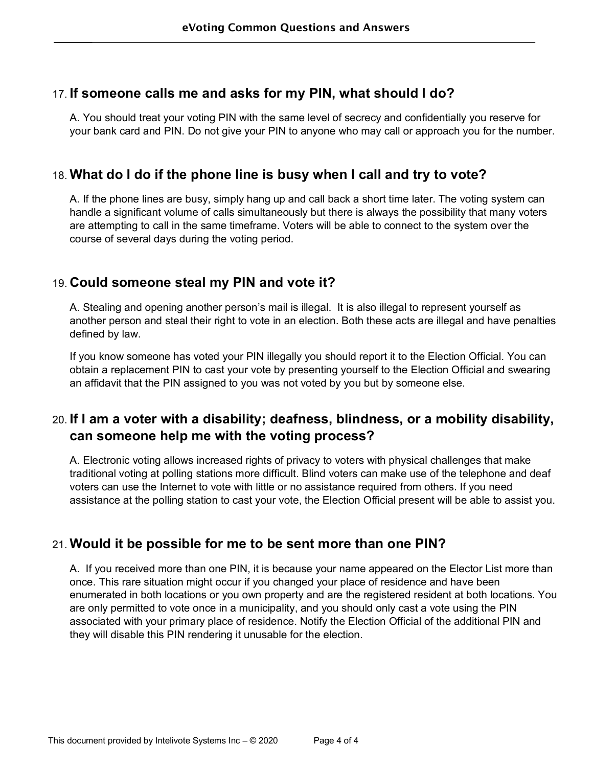## 17. If someone calls me and asks for my PIN, what should I do?

A. You should treat your voting PIN with the same level of secrecy and confidentially you reserve for your bank card and PIN. Do not give your PIN to anyone who may call or approach you for the number.

## 18. What do I do if the phone line is busy when I call and try to vote?

A. If the phone lines are busy, simply hang up and call back a short time later. The voting system can handle a significant volume of calls simultaneously but there is always the possibility that many voters are attempting to call in the same timeframe. Voters will be able to connect to the system over the course of several days during the voting period.

## 19. Could someone steal my PIN and vote it?

A. Stealing and opening another person's mail is illegal. It is also illegal to represent yourself as another person and steal their right to vote in an election. Both these acts are illegal and have penalties defined by law.

If you know someone has voted your PIN illegally you should report it to the Election Official. You can obtain a replacement PIN to cast your vote by presenting yourself to the Election Official and swearing an affidavit that the PIN assigned to you was not voted by you but by someone else.

## 20. If I am a voter with a disability; deafness, blindness, or a mobility disability, can someone help me with the voting process?

A. Electronic voting allows increased rights of privacy to voters with physical challenges that make traditional voting at polling stations more difficult. Blind voters can make use of the telephone and deaf voters can use the Internet to vote with little or no assistance required from others. If you need assistance at the polling station to cast your vote, the Election Official present will be able to assist you.

## 21. Would it be possible for me to be sent more than one PIN?

A. If you received more than one PIN, it is because your name appeared on the Elector List more than once. This rare situation might occur if you changed your place of residence and have been enumerated in both locations or you own property and are the registered resident at both locations. You are only permitted to vote once in a municipality, and you should only cast a vote using the PIN associated with your primary place of residence. Notify the Election Official of the additional PIN and they will disable this PIN rendering it unusable for the election.

This document provided by Intelivote Systems Inc – © 2020